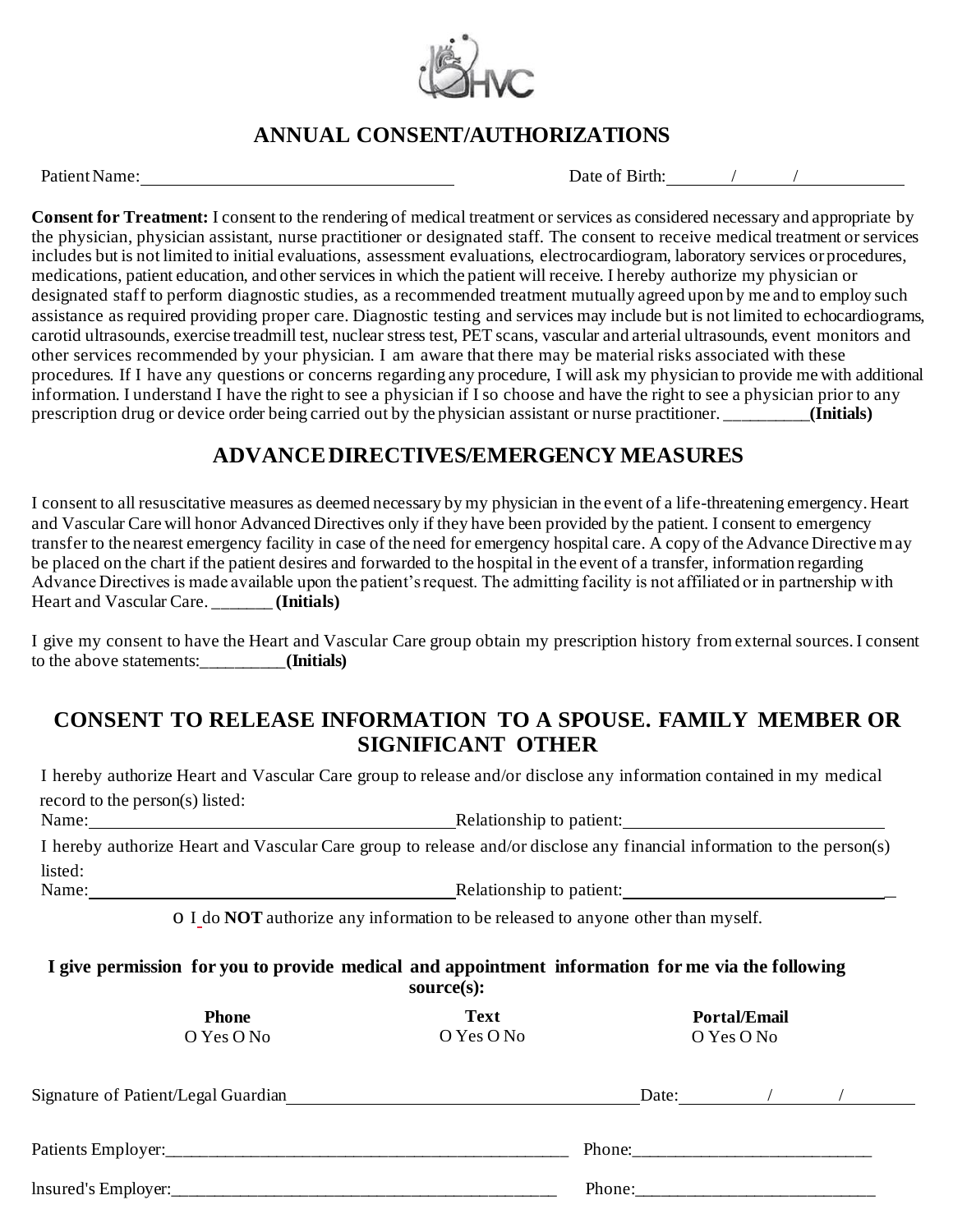# ANNUAL CONSENT/AUTHORIZATIONS

Patient Name:____________________________________ Date of Birth:_______/_______/_____________

**Consent for Treatment:** I consent to the rendering of medical treatment or services as considered necessary and appropriate by the physician, physician assistant, nurse practitioner or designated staff. The consent to receive medical treatment or services includes but is not limited to initial evaluations, assessment evaluations, electrocardiogram, laboratory services or procedures, medications, patient education, and other services in which the patient will receive. I hereby authorize my physician or designated staff to perform diagnostic studies, as a recommended treatment mutually agreed upon by me and to employ such assistance as required providing proper care. Diagnostic testing and services may include but is not limited to echocardiograms, carotid ultrasounds, exercise treadmill test, nuclear stress test, PET scans, vascular and arterial ultrasounds, event monitors and other services recommended by your physician. I am aware that there may be material risks associated with these procedures. If I have any questions or concerns regarding any procedure, I will ask my physician to provide me with additional information. I understand I have the right to see a physician if I so choose and have the right to see a physician prior to any prescription drug or device order being carried out by the physician assistant or nurse practitioner. __________**(Initials)**

## ADVANCE DIRECTIVES/EMERGENCY MEASURES

I consent to all resuscitative measures as deemed necessary by my physician in the event of a life-threatening emergency. Heart and Vascular Care will honor Advanced Directives only if they have been provided by the patient. I consent to emergency transfer to the nearest emergency facility in case of the need for emergency hospital care. A copy of the Advance Directive may be placed on the chart if the patient desires and forwarded to the hospital in the event of a transfer, information regarding Advance Directives is made available upon the patient's request. The admitting facility is not affiliated or in partnership with Heart and Vascular Care. _______ **(Initials)**

I give my consent to have the Heart and Vascular Care group obtain my prescription history from external sources. I consent to the above statements:__________**(Initials)**

## CONSENT TO RELEASE INFORMATION TO A SPOUSE. FAMILY MEMBER OR SIGNIFICANT OTHER

I hereby authorize Heart and Vascular Care group to release and/or disclose any information contained in my medical record to the person(s) listed:

Name:__________________________________________ Relationship to patient:______________________________

I hereby authorize Heart and Vascular Care group to release and/or disclose any financial information to the person(s) listed:

Name:__________________________________________ Relationship to patient:______________________________

O I do **NOT** authorize any information to be released to anyone other than myself.

**I give permission for you to provide medical and appointment information for me via the following source(s):**

| **Phone** | **Text** | **Portal/Email** |
|---|---|---|
| O Yes O No | O Yes O No | O Yes O No |

Signature of Patient/Legal Guardian________________________________________ Date:_________/________/_________

Patients Employer:_______________________________________________ Phone:___________________________

lnsured's Employer:______________________________________________ Phone:___________________________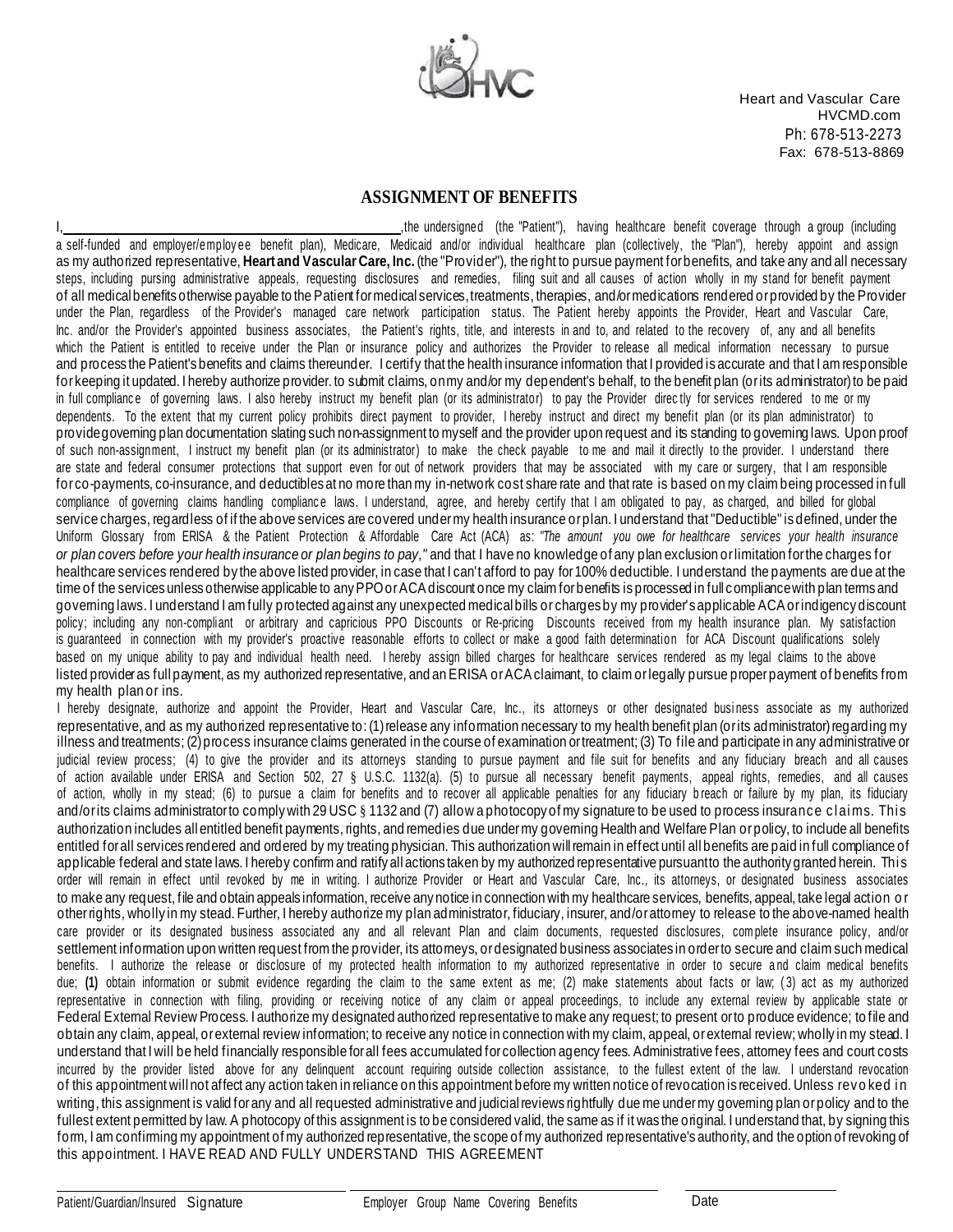Heart and Vascular Care
HVCMD.com
Ph: 678-513-2273
Fax: 678-513-8869

## ASSIGNMENT OF BENEFITS

I, \_\_\_\_\_\_\_\_\_\_\_\_\_\_\_\_\_\_\_\_\_\_\_\_\_\_\_\_\_\_\_\_\_\_\_\_\_\_\_\_\_\_, the undersigned (the "Patient"), having healthcare benefit coverage through a group (including a self-funded and employer/employee benefit plan), Medicare, Medicaid and/or individual healthcare plan (collectively, the "Plan"), hereby appoint and assign as my authorized representative, **Heart and Vascular Care, Inc.** (the "Provider"), the right to pursue payment for benefits, and take any and all necessary steps, including pursing administrative appeals, requesting disclosures and remedies, filing suit and all causes of action wholly in my stand for benefit payment of all medical benefits otherwise payable to the Patient for medical services, treatments, therapies, and/or medications rendered or provided by the Provider under the Plan, regardless of the Provider's managed care network participation status. The Patient hereby appoints the Provider, Heart and Vascular Care, Inc. and/or the Provider's appointed business associates, the Patient's rights, title, and interests in and to, and related to the recovery of, any and all benefits which the Patient is entitled to receive under the Plan or insurance policy and authorizes the Provider to release all medical information necessary to pursue and process the Patient's benefits and claims thereunder. I certify that the health insurance information that I provided is accurate and that I am responsible for keeping it updated. I hereby authorize provider. to submit claims, on my and/or my dependent's behalf, to the benefit plan (or its administrator) to be paid in full compliance of governing laws. I also hereby instruct my benefit plan (or its administrator) to pay the Provider directly for services rendered to me or my dependents. To the extent that my current policy prohibits direct payment to provider, I hereby instruct and direct my benefit plan (or its plan administrator) to provide governing plan documentation slating such non-assignment to myself and the provider upon request and its standing to governing laws. Upon proof of such non-assignment, I instruct my benefit plan (or its administrator) to make the check payable to me and mail it directly to the provider. I understand there are state and federal consumer protections that support even for out of network providers that may be associated with my care or surgery, that I am responsible for co-payments, co-insurance, and deductibles at no more than my in-network cost share rate and that rate is based on my claim being processed in full compliance of governing claims handling compliance laws. I understand, agree, and hereby certify that I am obligated to pay, as charged, and billed for global service charges, regardless of if the above services are covered under my health insurance or plan. I understand that "Deductible" is defined, under the Uniform Glossary from ERISA & the Patient Protection & Affordable Care Act (ACA) as: *"The amount you owe for healthcare services your health insurance or plan covers before your health insurance or plan begins to pay,"* and that I have no knowledge of any plan exclusion or limitation for the charges for healthcare services rendered by the above listed provider, in case that I can't afford to pay for 100% deductible. I understand the payments are due at the time of the services unless otherwise applicable to any PPO or ACA discount once my claim for benefits is processed in full compliance with plan terms and governing laws. I understand I am fully protected against any unexpected medical bills or charges by my provider's applicable ACA or indigency discount policy; including any non-compliant or arbitrary and capricious PPO Discounts or Re-pricing Discounts received from my health insurance plan. My satisfaction is guaranteed in connection with my provider's proactive reasonable efforts to collect or make a good faith determination for ACA Discount qualifications solely based on my unique ability to pay and individual health need. I hereby assign billed charges for healthcare services rendered as my legal claims to the above listed provider as full payment, as my authorized representative, and an ERISA or ACA claimant, to claim or legally pursue proper payment of benefits from my health plan or ins.

I hereby designate, authorize and appoint the Provider, Heart and Vascular Care, Inc., its attorneys or other designated business associate as my authorized representative, and as my authorized representative to: (1) release any information necessary to my health benefit plan (or its administrator) regarding my illness and treatments; (2) process insurance claims generated in the course of examination or treatment; (3) To file and participate in any administrative or judicial review process; (4) to give the provider and its attorneys standing to pursue payment and file suit for benefits and any fiduciary breach and all causes of action available under ERISA and Section 502, 27 § U.S.C. 1132(a). (5) to pursue all necessary benefit payments, appeal rights, remedies, and all causes of action, wholly in my stead; (6) to pursue a claim for benefits and to recover all applicable penalties for any fiduciary breach or failure by my plan, its fiduciary and/or its claims administrator to comply with 29 USC § 1132 and (7) allow a photocopy of my signature to be used to process insurance claims. This authorization includes all entitled benefit payments, rights, and remedies due under my governing Health and Welfare Plan or policy, to include all benefits entitled for all services rendered and ordered by my treating physician. This authorization will remain in effect until all benefits are paid in full compliance of applicable federal and state laws. I hereby confirm and ratify all actions taken by my authorized representative pursuant to the authority granted herein. This order will remain in effect until revoked by me in writing. I authorize Provider or Heart and Vascular Care, Inc., its attorneys, or designated business associates to make any request, file and obtain appeals information, receive any notice in connection with my healthcare services, benefits, appeal, take legal action or other rights, wholly in my stead. Further, I hereby authorize my plan administrator, fiduciary, insurer, and/or attorney to release to the above-named health care provider or its designated business associated any and all relevant Plan and claim documents, requested disclosures, complete insurance policy, and/or settlement information upon written request from the provider, its attorneys, or designated business associates in order to secure and claim such medical benefits. I authorize the release or disclosure of my protected health information to my authorized representative in order to secure and claim medical benefits due; **(1)** obtain information or submit evidence regarding the claim to the same extent as me; (2) make statements about facts or law; (3) act as my authorized representative in connection with filing, providing or receiving notice of any claim or appeal proceedings, to include any external review by applicable state or Federal External Review Process. I authorize my designated authorized representative to make any request; to present or to produce evidence; to file and obtain any claim, appeal, or external review information; to receive any notice in connection with my claim, appeal, or external review; wholly in my stead. I understand that I will be held financially responsible for all fees accumulated for collection agency fees. Administrative fees, attorney fees and court costs incurred by the provider listed above for any delinquent account requiring outside collection assistance, to the fullest extent of the law. I understand revocation of this appointment will not affect any action taken in reliance on this appointment before my written notice of revocation is received. Unless revoked in writing, this assignment is valid for any and all requested administrative and judicial reviews rightfully due me under my governing plan or policy and to the fullest extent permitted by law. A photocopy of this assignment is to be considered valid, the same as if it was the original. I understand that, by signing this form, I am confirming my appointment of my authorized representative, the scope of my authorized representative's authority, and the option of revoking of this appointment. I HAVE READ AND FULLY UNDERSTAND THIS AGREEMENT

| Patient/Guardian/Insured Signature | Employer Group Name Covering Benefits | Date |
|---|---|---|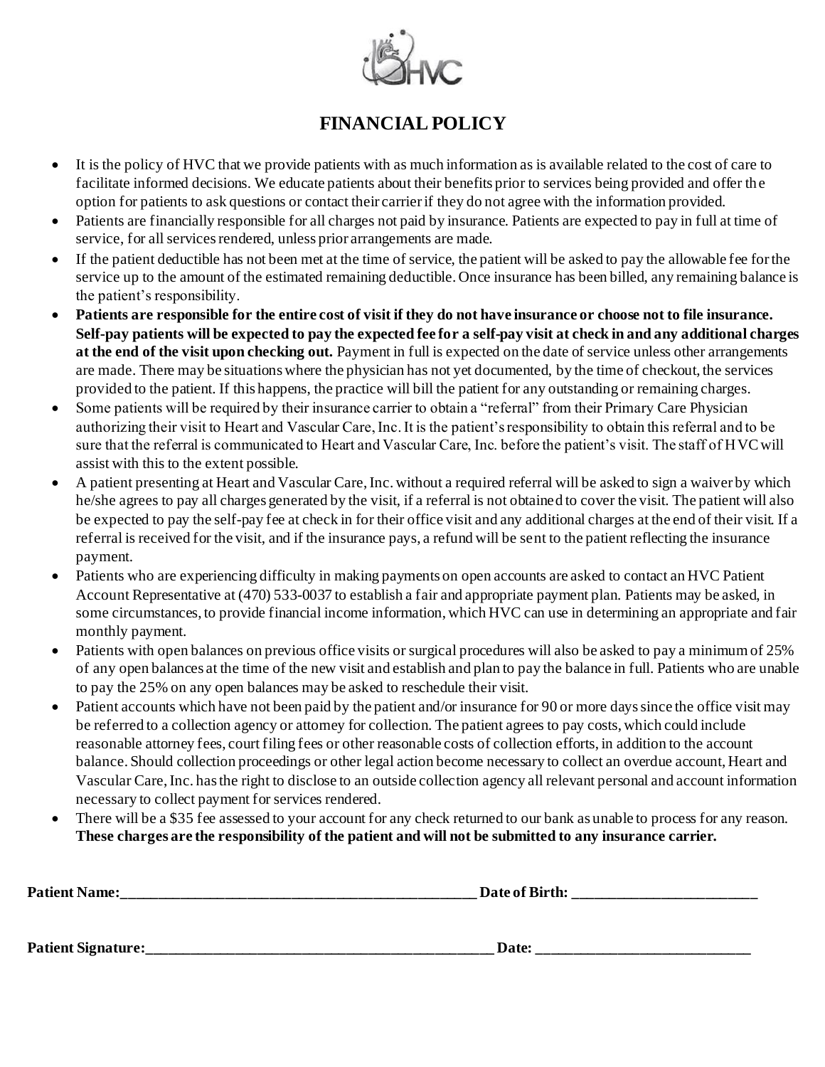HVC

# FINANCIAL POLICY

- It is the policy of HVC that we provide patients with as much information as is available related to the cost of care to facilitate informed decisions. We educate patients about their benefits prior to services being provided and offer the option for patients to ask questions or contact their carrier if they do not agree with the information provided.
- Patients are financially responsible for all charges not paid by insurance. Patients are expected to pay in full at time of service, for all services rendered, unless prior arrangements are made.
- If the patient deductible has not been met at the time of service, the patient will be asked to pay the allowable fee for the service up to the amount of the estimated remaining deductible. Once insurance has been billed, any remaining balance is the patient's responsibility.
- **Patients are responsible for the entire cost of visit if they do not have insurance or choose not to file insurance. Self-pay patients will be expected to pay the expected fee for a self-pay visit at check in and any additional charges at the end of the visit upon checking out.** Payment in full is expected on the date of service unless other arrangements are made. There may be situations where the physician has not yet documented, by the time of checkout, the services provided to the patient. If this happens, the practice will bill the patient for any outstanding or remaining charges.
- Some patients will be required by their insurance carrier to obtain a "referral" from their Primary Care Physician authorizing their visit to Heart and Vascular Care, Inc. It is the patient's responsibility to obtain this referral and to be sure that the referral is communicated to Heart and Vascular Care, Inc. before the patient's visit. The staff of HVC will assist with this to the extent possible.
- A patient presenting at Heart and Vascular Care, Inc. without a required referral will be asked to sign a waiver by which he/she agrees to pay all charges generated by the visit, if a referral is not obtained to cover the visit. The patient will also be expected to pay the self-pay fee at check in for their office visit and any additional charges at the end of their visit. If a referral is received for the visit, and if the insurance pays, a refund will be sent to the patient reflecting the insurance payment.
- Patients who are experiencing difficulty in making payments on open accounts are asked to contact an HVC Patient Account Representative at (470) 533-0037 to establish a fair and appropriate payment plan. Patients may be asked, in some circumstances, to provide financial income information, which HVC can use in determining an appropriate and fair monthly payment.
- Patients with open balances on previous office visits or surgical procedures will also be asked to pay a minimum of 25% of any open balances at the time of the new visit and establish and plan to pay the balance in full. Patients who are unable to pay the 25% on any open balances may be asked to reschedule their visit.
- Patient accounts which have not been paid by the patient and/or insurance for 90 or more days since the office visit may be referred to a collection agency or attorney for collection. The patient agrees to pay costs, which could include reasonable attorney fees, court filing fees or other reasonable costs of collection efforts, in addition to the account balance. Should collection proceedings or other legal action become necessary to collect an overdue account, Heart and Vascular Care, Inc. has the right to disclose to an outside collection agency all relevant personal and account information necessary to collect payment for services rendered.
- There will be a $35 fee assessed to your account for any check returned to our bank as unable to process for any reason. **These charges are the responsibility of the patient and will not be submitted to any insurance carrier.**

**Patient Name:**_______________________________________________ **Date of Birth:** ________________________

**Patient Signature:**_______________________________________________ **Date:** ____________________________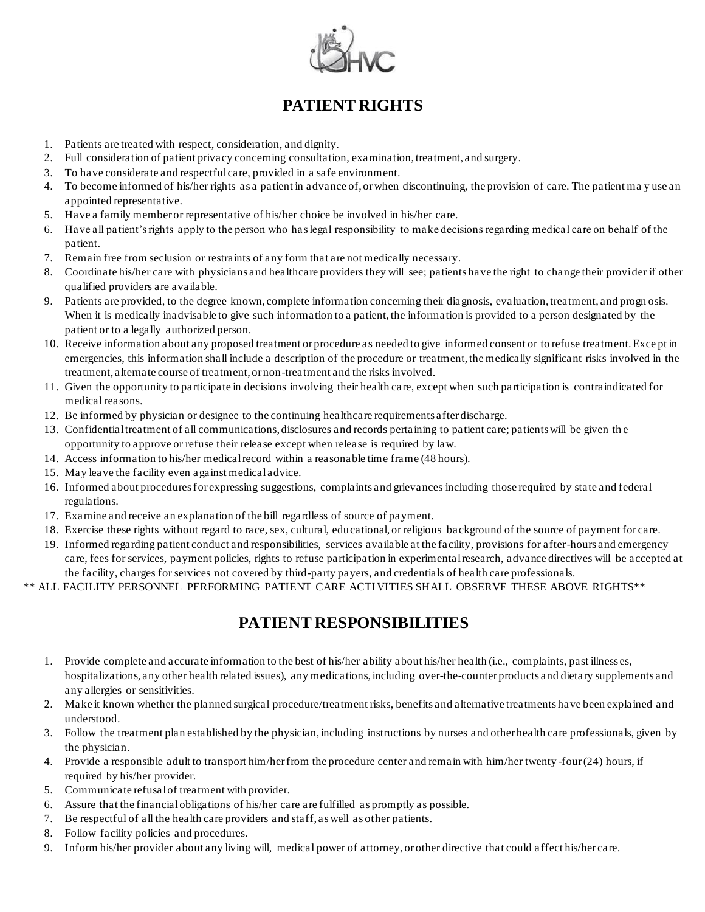# PATIENT RIGHTS

1. Patients are treated with respect, consideration, and dignity.
2. Full consideration of patient privacy concerning consultation, examination, treatment, and surgery.
3. To have considerate and respectful care, provided in a safe environment.
4. To become informed of his/her rights as a patient in advance of, or when discontinuing, the provision of care. The patient ma y use an appointed representative.
5. Have a family member or representative of his/her choice be involved in his/her care.
6. Have all patient's rights apply to the person who has legal responsibility to make decisions regarding medical care on behalf of the patient.
7. Remain free from seclusion or restraints of any form that are not medically necessary.
8. Coordinate his/her care with physicians and healthcare providers they will see; patients have the right to change their provider if other qualified providers are available.
9. Patients are provided, to the degree known, complete information concerning their diagnosis, evaluation, treatment, and progn osis. When it is medically inadvisable to give such information to a patient, the information is provided to a person designated by the patient or to a legally authorized person.
10. Receive information about any proposed treatment or procedure as needed to give informed consent or to refuse treatment. Exce pt in emergencies, this information shall include a description of the procedure or treatment, the medically significant risks involved in the treatment, alternate course of treatment, or non-treatment and the risks involved.
11. Given the opportunity to participate in decisions involving their health care, except when such participation is contraindicated for medical reasons.
12. Be informed by physician or designee to the continuing healthcare requirements after discharge.
13. Confidential treatment of all communications, disclosures and records pertaining to patient care; patients will be given th e opportunity to approve or refuse their release except when release is required by law.
14. Access information to his/her medical record within a reasonable time frame (48 hours).
15. May leave the facility even against medical advice.
16. Informed about procedures for expressing suggestions, complaints and grievances including those required by state and federal regulations.
17. Examine and receive an explanation of the bill regardless of source of payment.
18. Exercise these rights without regard to race, sex, cultural, educational, or religious background of the source of payment for care.
19. Informed regarding patient conduct and responsibilities, services available at the facility, provisions for after-hours and emergency care, fees for services, payment policies, rights to refuse participation in experimental research, advance directives will be accepted at the facility, charges for services not covered by third-party payers, and credentials of health care professionals.

** ALL FACILITY PERSONNEL PERFORMING PATIENT CARE ACTIVITIES SHALL OBSERVE THESE ABOVE RIGHTS**

# PATIENT RESPONSIBILITIES

1. Provide complete and accurate information to the best of his/her ability about his/her health (i.e., complaints, past illnesses, hospitalizations, any other health related issues), any medications, including over-the-counter products and dietary supplements and any allergies or sensitivities.
2. Make it known whether the planned surgical procedure/treatment risks, benefits and alternative treatments have been explained and understood.
3. Follow the treatment plan established by the physician, including instructions by nurses and other health care professionals, given by the physician.
4. Provide a responsible adult to transport him/her from the procedure center and remain with him/her twenty-four (24) hours, if required by his/her provider.
5. Communicate refusal of treatment with provider.
6. Assure that the financial obligations of his/her care are fulfilled as promptly as possible.
7. Be respectful of all the health care providers and staff, as well as other patients.
8. Follow facility policies and procedures.
9. Inform his/her provider about any living will, medical power of attorney, or other directive that could affect his/her care.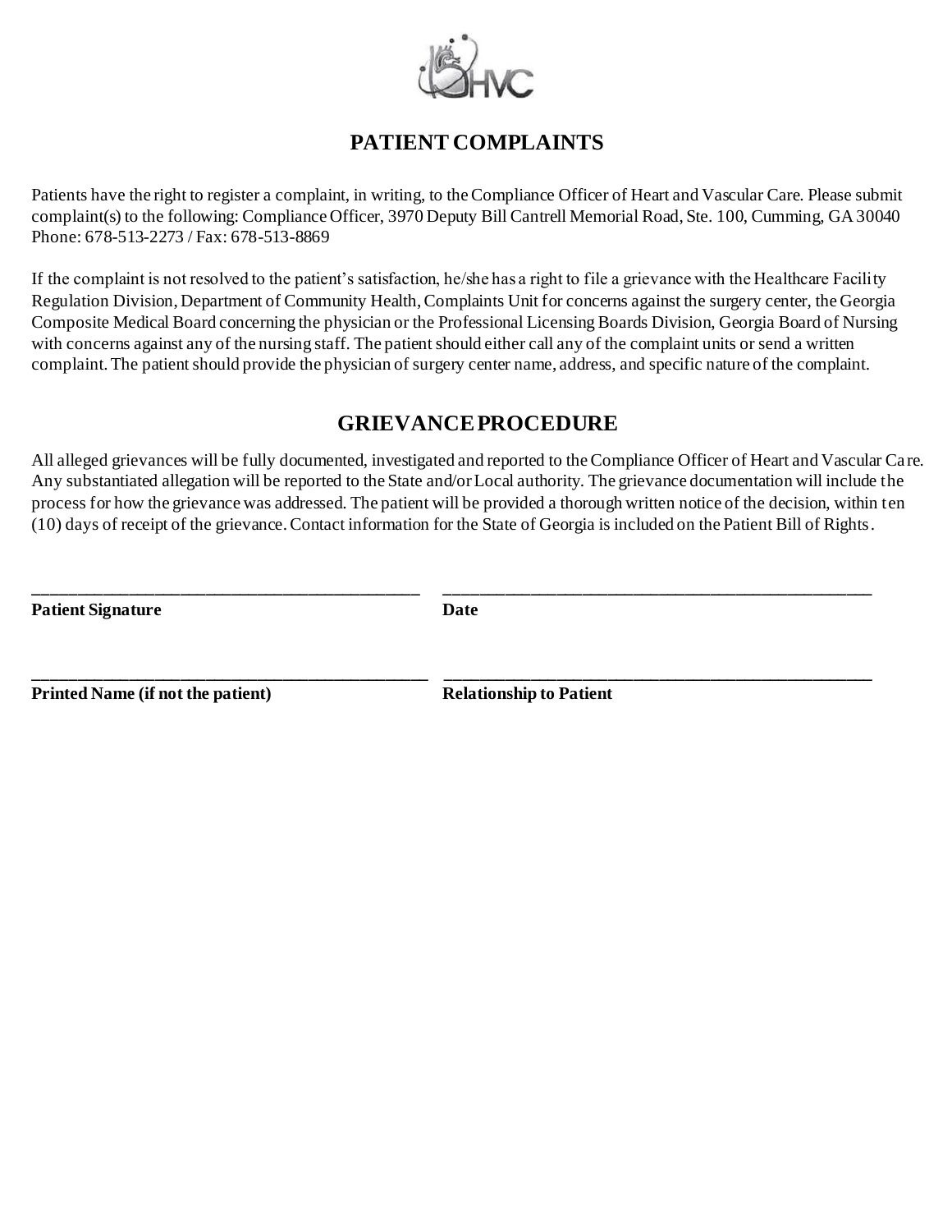## PATIENT COMPLAINTS

Patients have the right to register a complaint, in writing, to the Compliance Officer of Heart and Vascular Care. Please submit complaint(s) to the following: Compliance Officer, 3970 Deputy Bill Cantrell Memorial Road, Ste. 100, Cumming, GA 30040 Phone: 678-513-2273 / Fax: 678-513-8869

If the complaint is not resolved to the patient's satisfaction, he/she has a right to file a grievance with the Healthcare Facility Regulation Division, Department of Community Health, Complaints Unit for concerns against the surgery center, the Georgia Composite Medical Board concerning the physician or the Professional Licensing Boards Division, Georgia Board of Nursing with concerns against any of the nursing staff. The patient should either call any of the complaint units or send a written complaint. The patient should provide the physician of surgery center name, address, and specific nature of the complaint.

## GRIEVANCE PROCEDURE

All alleged grievances will be fully documented, investigated and reported to the Compliance Officer of Heart and Vascular Care. Any substantiated allegation will be reported to the State and/or Local authority. The grievance documentation will include the process for how the grievance was addressed. The patient will be provided a thorough written notice of the decision, within ten (10) days of receipt of the grievance. Contact information for the State of Georgia is included on the Patient Bill of Rights.

_____________________________________________ _____________________________________________

**Patient Signature** **Date**

_____________________________________________ _____________________________________________

**Printed Name (if not the patient)** **Relationship to Patient**